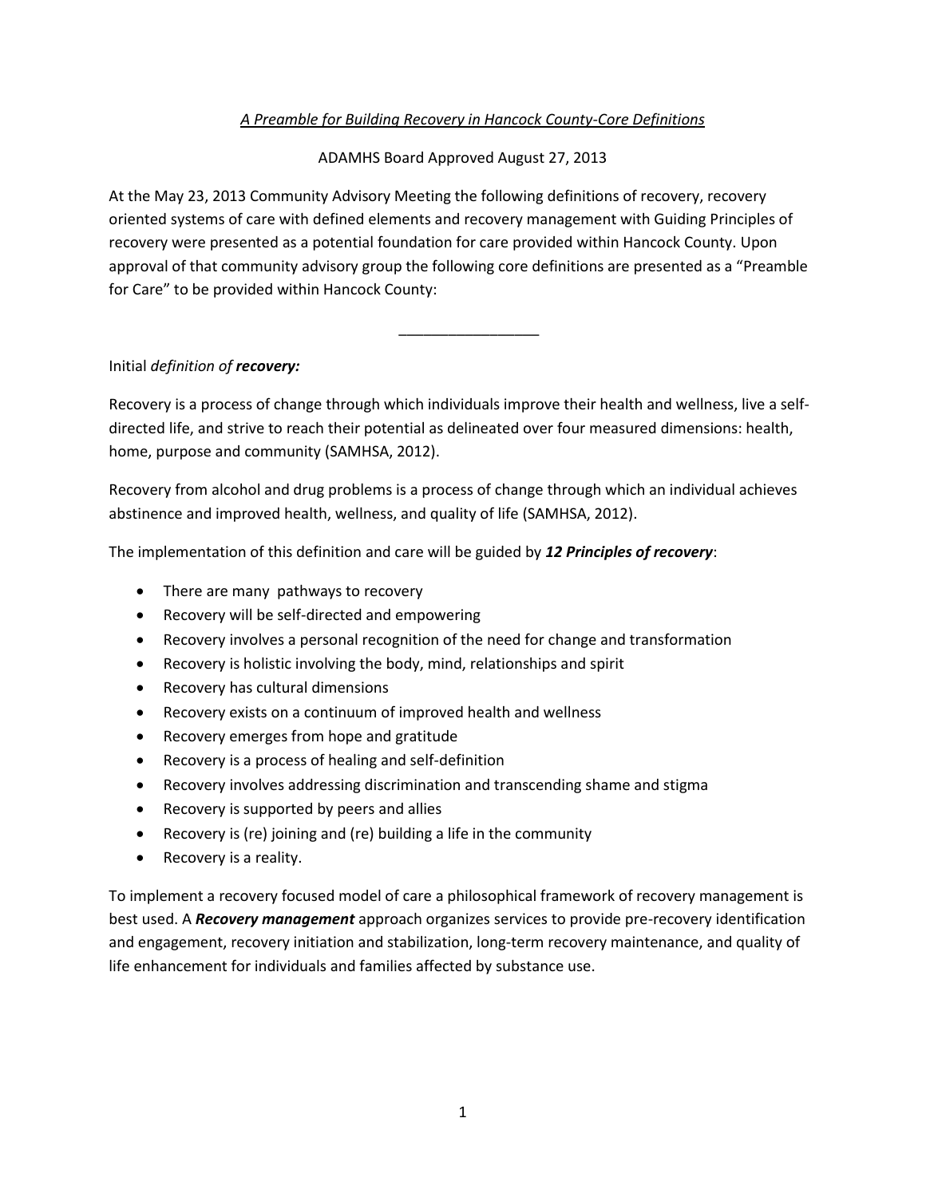*A Preamble for Building Recovery in Hancock County-Core Definitions*

ADAMHS Board Approved August 27, 2013

At the May 23, 2013 Community Advisory Meeting the following definitions of recovery, recovery oriented systems of care with defined elements and recovery management with Guiding Principles of recovery were presented as a potential foundation for care provided within Hancock County. Upon approval of that community advisory group the following core definitions are presented as a "Preamble for Care" to be provided within Hancock County:

---

Initial *definition of* ***recovery:***

Recovery is a process of change through which individuals improve their health and wellness, live a self-directed life, and strive to reach their potential as delineated over four measured dimensions: health, home, purpose and community (SAMHSA, 2012).

Recovery from alcohol and drug problems is a process of change through which an individual achieves abstinence and improved health, wellness, and quality of life (SAMHSA, 2012).

The implementation of this definition and care will be guided by ***12 Principles of recovery***:

- There are many pathways to recovery
- Recovery will be self-directed and empowering
- Recovery involves a personal recognition of the need for change and transformation
- Recovery is holistic involving the body, mind, relationships and spirit
- Recovery has cultural dimensions
- Recovery exists on a continuum of improved health and wellness
- Recovery emerges from hope and gratitude
- Recovery is a process of healing and self-definition
- Recovery involves addressing discrimination and transcending shame and stigma
- Recovery is supported by peers and allies
- Recovery is (re) joining and (re) building a life in the community
- Recovery is a reality.

To implement a recovery focused model of care a philosophical framework of recovery management is best used. A ***Recovery management*** approach organizes services to provide pre-recovery identification and engagement, recovery initiation and stabilization, long-term recovery maintenance, and quality of life enhancement for individuals and families affected by substance use.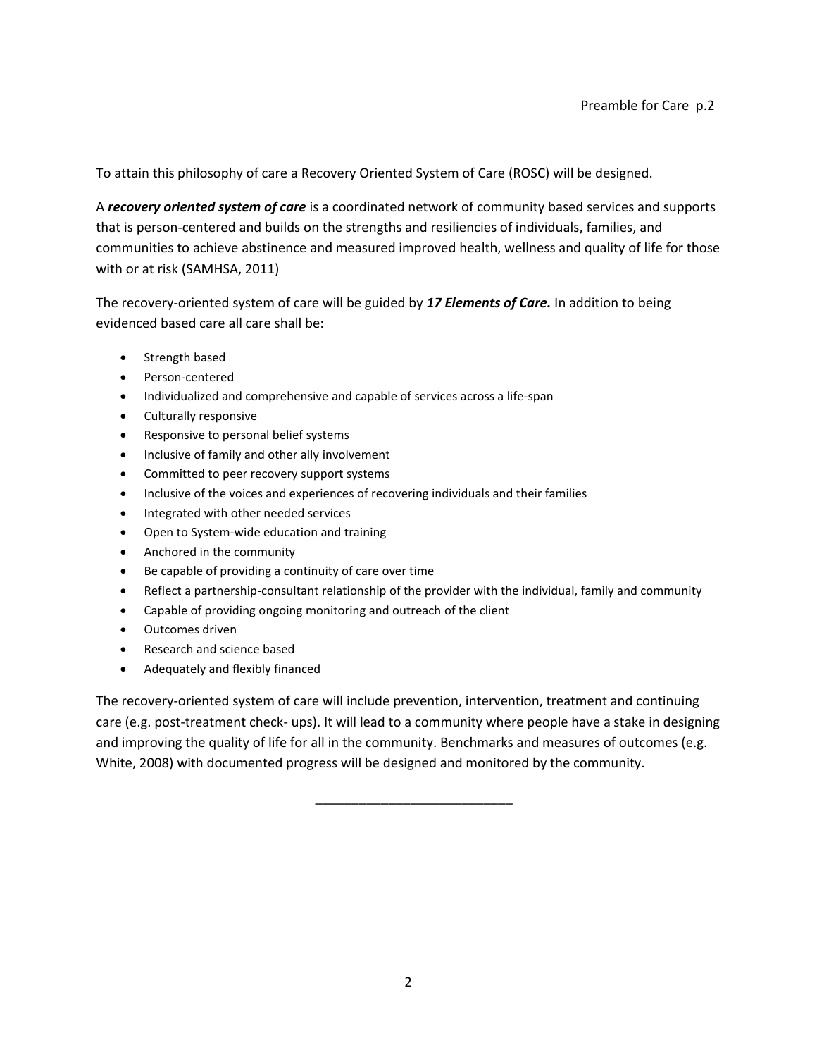To attain this philosophy of care a Recovery Oriented System of Care (ROSC) will be designed.

A ***recovery oriented system of care*** is a coordinated network of community based services and supports that is person-centered and builds on the strengths and resiliencies of individuals, families, and communities to achieve abstinence and measured improved health, wellness and quality of life for those with or at risk (SAMHSA, 2011)

The recovery-oriented system of care will be guided by ***17 Elements of Care.*** In addition to being evidenced based care all care shall be:

- Strength based
- Person-centered
- Individualized and comprehensive and capable of services across a life-span
- Culturally responsive
- Responsive to personal belief systems
- Inclusive of family and other ally involvement
- Committed to peer recovery support systems
- Inclusive of the voices and experiences of recovering individuals and their families
- Integrated with other needed services
- Open to System-wide education and training
- Anchored in the community
- Be capable of providing a continuity of care over time
- Reflect a partnership-consultant relationship of the provider with the individual, family and community
- Capable of providing ongoing monitoring and outreach of the client
- Outcomes driven
- Research and science based
- Adequately and flexibly financed

The recovery-oriented system of care will include prevention, intervention, treatment and continuing care (e.g. post-treatment check- ups). It will lead to a community where people have a stake in designing and improving the quality of life for all in the community. Benchmarks and measures of outcomes (e.g. White, 2008) with documented progress will be designed and monitored by the community.

---